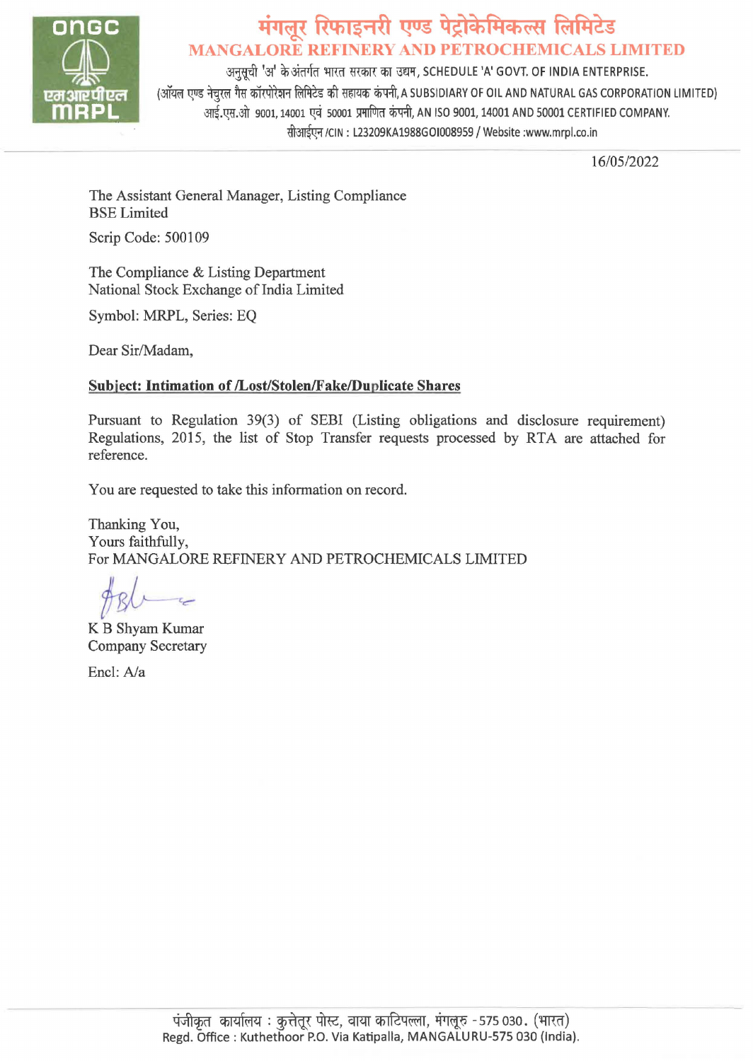# मंगलूर रिफाइनरी एण्ड पेट्रोकेमिकल्स लिमिटेड
## MANGALORE REFINERY AND PETROCHEMICALS LIMITED

अनुसूची 'अ' के अंतर्गत भारत सरकार का उद्यम, SCHEDULE 'A' GOVT. OF INDIA ENTERPRISE.
(ऑयल एण्ड नेचुरल गैस कॉरपोरेशन लिमिटेड की सहायक कंपनी, A SUBSIDIARY OF OIL AND NATURAL GAS CORPORATION LIMITED)
आई.एस.ओ 9001, 14001 एवं 50001 प्रमाणित कंपनी, AN ISO 9001, 14001 AND 50001 CERTIFIED COMPANY.
सीआईएन /CIN : L23209KA1988GOI008959 / Website :www.mrpl.co.in

16/05/2022

The Assistant General Manager, Listing Compliance
BSE Limited

Scrip Code: 500109

The Compliance & Listing Department
National Stock Exchange of India Limited

Symbol: MRPL, Series: EQ

Dear Sir/Madam,

**Subject: Intimation of /Lost/Stolen/Fake/Duplicate Shares**

Pursuant to Regulation 39(3) of SEBI (Listing obligations and disclosure requirement) Regulations, 2015, the list of Stop Transfer requests processed by RTA are attached for reference.

You are requested to take this information on record.

Thanking You,
Yours faithfully,
For MANGALORE REFINERY AND PETROCHEMICALS LIMITED

K B Shyam Kumar
Company Secretary

Encl: A/a

पंजीकृत कार्यालय : कुत्तेतूर पोस्ट, वाया काटिपल्ला, मंगलूरु - 575 030. (भारत)
Regd. Office : Kuthethoor P.O. Via Katipalla, MANGALURU-575 030 (India).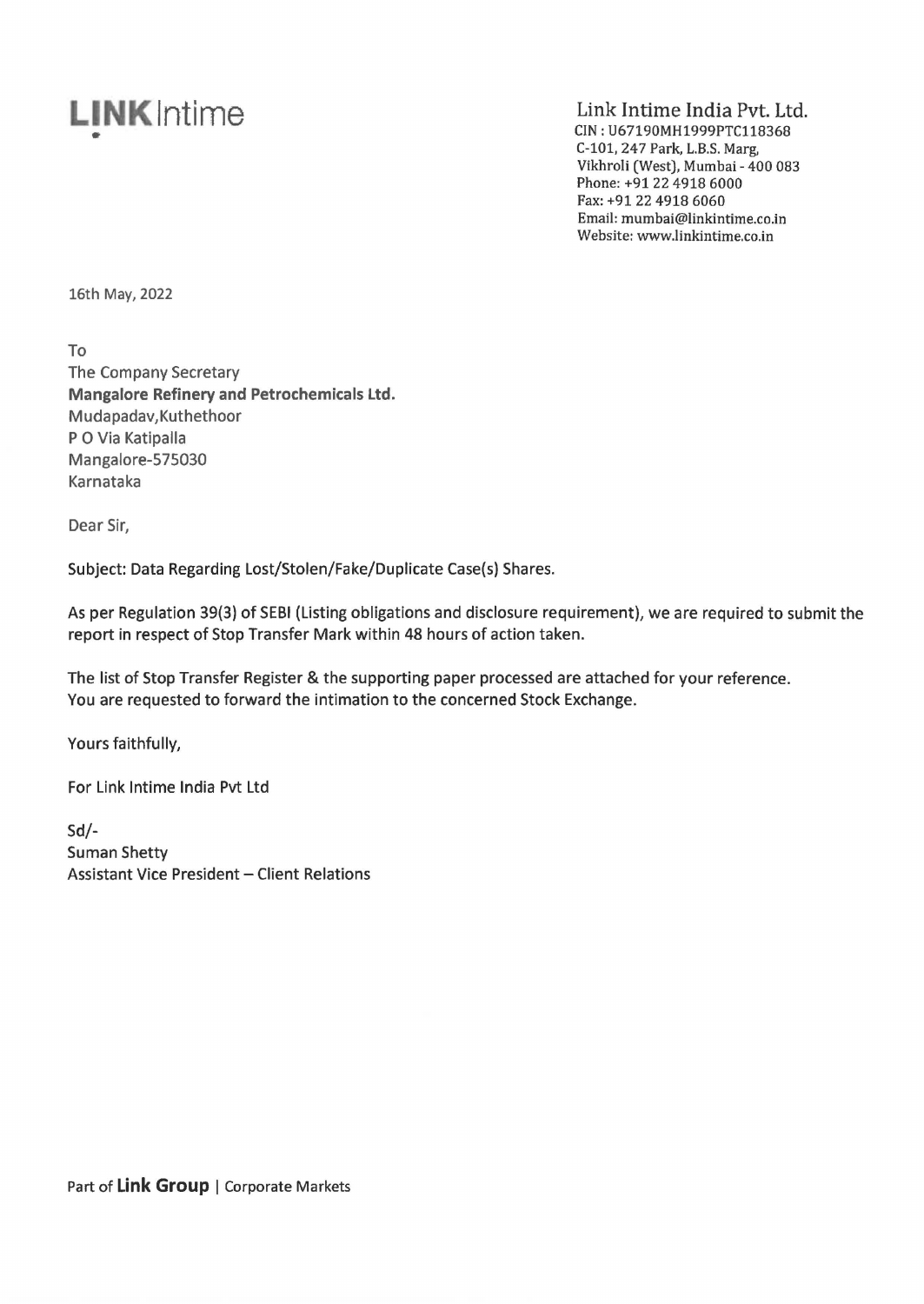**LINK** Intime

Link Intime India Pvt. Ltd.
CIN : U67190MH1999PTC118368
C-101, 247 Park, L.B.S. Marg,
Vikhroli (West), Mumbai - 400 083
Phone: +91 22 4918 6000
Fax: +91 22 4918 6060
Email: mumbai@linkintime.co.in
Website: www.linkintime.co.in

16th May, 2022

To
The Company Secretary
**Mangalore Refinery and Petrochemicals Ltd.**
Mudapadav,Kuthethoor
P O Via Katipalla
Mangalore-575030
Karnataka

Dear Sir,

**Subject: Data Regarding Lost/Stolen/Fake/Duplicate Case(s) Shares.**

**As per Regulation 39(3) of SEBI (Listing obligations and disclosure requirement), we are required to submit the report in respect of Stop Transfer Mark within 48 hours of action taken.**

**The list of Stop Transfer Register & the supporting paper processed are attached for your reference. You are requested to forward the intimation to the concerned Stock Exchange.**

Yours faithfully,

For Link Intime India Pvt Ltd

Sd/-
Suman Shetty
Assistant Vice President – Client Relations

Part of **Link Group** | Corporate Markets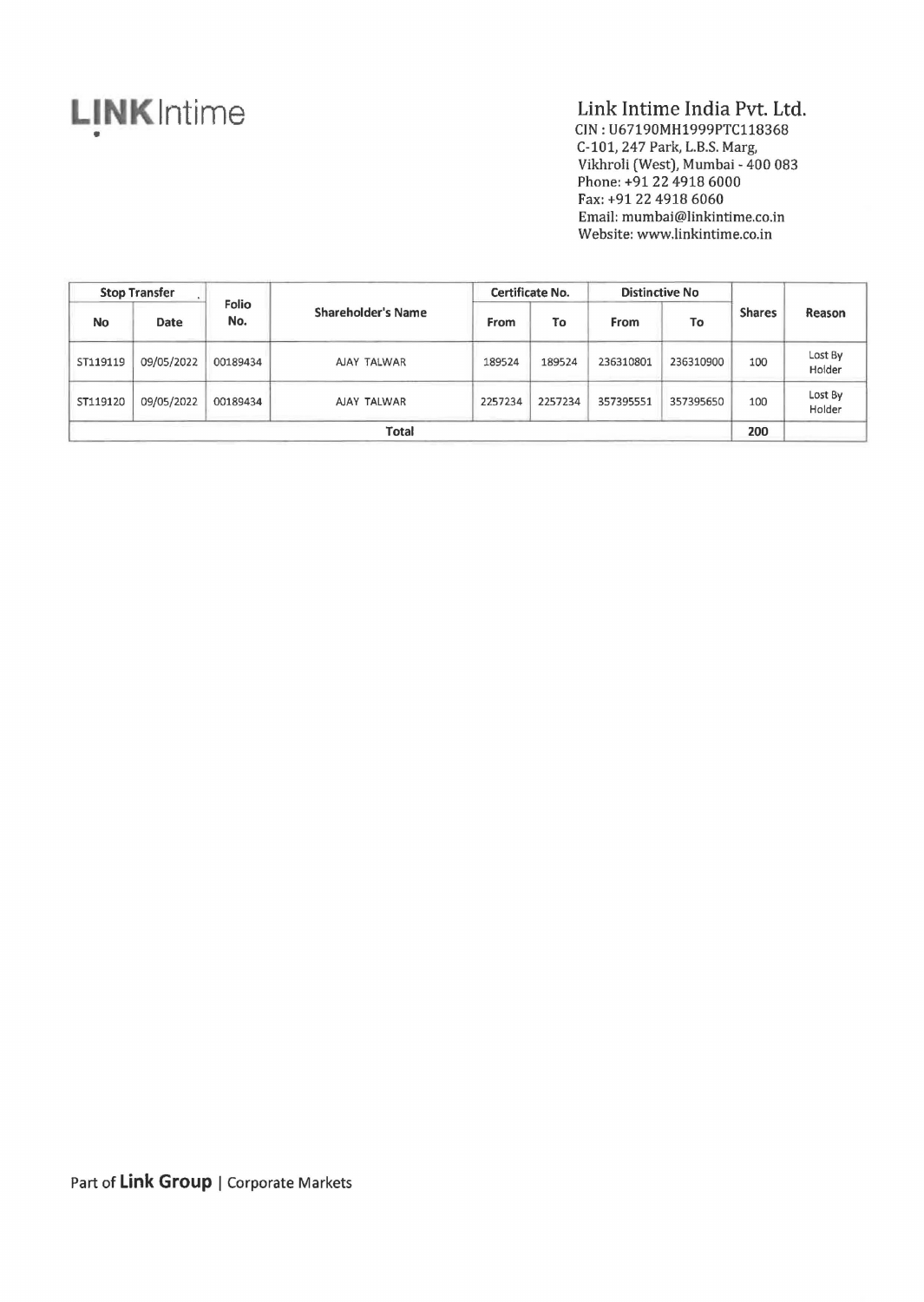**LINK** Intime

Link Intime India Pvt. Ltd.
CIN : U67190MH1999PTC118368
C-101, 247 Park, L.B.S. Marg,
Vikhroli (West), Mumbai - 400 083
Phone: +91 22 4918 6000
Fax: +91 22 4918 6060
Email: mumbai@linkintime.co.in
Website: www.linkintime.co.in

| Stop Transfer | | Folio No. | Shareholder's Name | Certificate No. | | Distinctive No | | Shares | Reason |
|---|---|---|---|---|---|---|---|---|---|
| No | Date | | | From | To | From | To | | |
| ST119119 | 09/05/2022 | 00189434 | AJAY TALWAR | 189524 | 189524 | 236310801 | 236310900 | 100 | Lost By Holder |
| ST119120 | 09/05/2022 | 00189434 | AJAY TALWAR | 2257234 | 2257234 | 357395551 | 357395650 | 100 | Lost By Holder |
| Total | | | | | | | | 200 | |

Part of **Link Group** | Corporate Markets